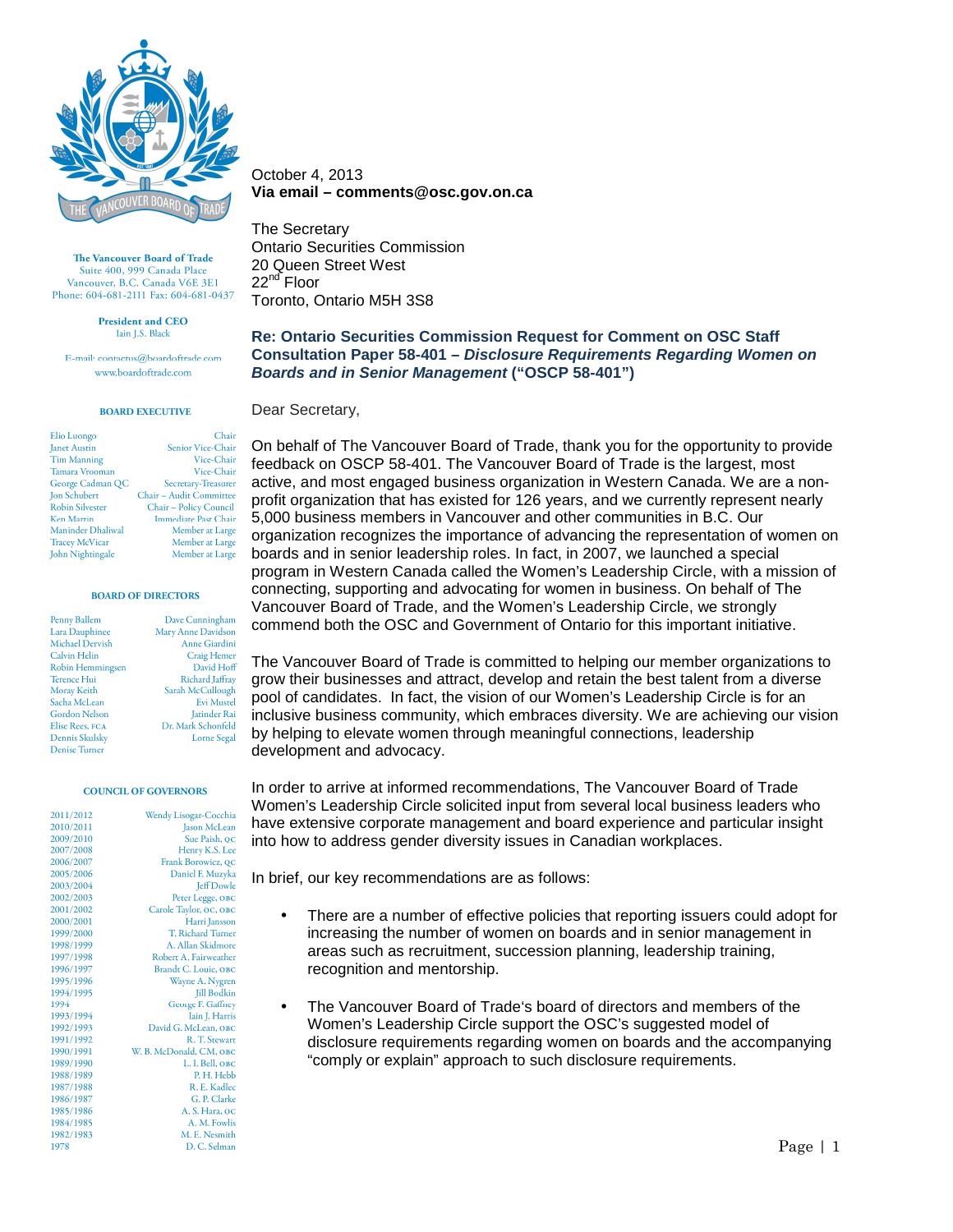**The Vancouver Board of Trade**
Suite 400, 999 Canada Place
Vancouver, B.C. Canada V6E 3E1
Phone: 604-681-2111 Fax: 604-681-0437

**President and CEO**
Iain J.S. Black

E-mail: contactus@boardoftrade.com
www.boardoftrade.com

**BOARD EXECUTIVE**

| | |
|---|---|
| Elio Luongo | Chair |
| Janet Austin | Senior Vice-Chair |
| Tim Manning | Vice-Chair |
| Tamara Vrooman | Vice-Chair |
| George Cadman QC | Secretary-Treasurer |
| Jon Schubert | Chair – Audit Committee |
| Robin Silvester | Chair – Policy Council |
| Ken Martin | Immediate Past Chair |
| Maninder Dhaliwal | Member at Large |
| Tracey McVicar | Member at Large |
| John Nightingale | Member at Large |

**BOARD OF DIRECTORS**

| | |
|---|---|
| Penny Ballem | Dave Cunningham |
| Lara Dauphinee | Mary Anne Davidson |
| Michael Dervish | Anne Giardini |
| Calvin Helin | Craig Hemer |
| Robin Hemmingsen | David Hoff |
| Terence Hui | Richard Jaffray |
| Moray Keith | Sarah McCullough |
| Sacha McLean | Evi Mustel |
| Gordon Nelson | Jatinder Rai |
| Elise Rees, FCA | Dr. Mark Schonfeld |
| Dennis Skulsky | Lorne Segal |
| Denise Turner | |

**COUNCIL OF GOVERNORS**

| | |
|---|---|
| 2011/2012 | Wendy Lisogar-Cocchia |
| 2010/2011 | Jason McLean |
| 2009/2010 | Sue Paish, QC |
| 2007/2008 | Henry K.S. Lee |
| 2006/2007 | Frank Borowicz, QC |
| 2005/2006 | Daniel F. Muzyka |
| 2003/2004 | Jeff Dowle |
| 2002/2003 | Peter Legge, OBC |
| 2001/2002 | Carole Taylor, OC, OBC |
| 2000/2001 | Harri Jansson |
| 1999/2000 | T. Richard Turner |
| 1998/1999 | A. Allan Skidmore |
| 1997/1998 | Robert A. Fairweather |
| 1996/1997 | Brandt C. Louie, OBC |
| 1995/1996 | Wayne A. Nygren |
| 1994/1995 | Jill Bodkin |
| 1994 | George F. Gaffney |
| 1993/1994 | Iain J. Harris |
| 1992/1993 | David G. McLean, OBC |
| 1991/1992 | R. T. Stewart |
| 1990/1991 | W. B. McDonald, CM, OBC |
| 1989/1990 | L. I. Bell, OBC |
| 1988/1989 | P. H. Hebb |
| 1987/1988 | R. E. Kadlec |
| 1986/1987 | G. P. Clarke |
| 1985/1986 | A. S. Hara, OC |
| 1984/1985 | A. M. Fowlis |
| 1982/1983 | M. E. Nesmith |
| 1978 | D. C. Selman |

October 4, 2013
**Via email – comments@osc.gov.on.ca**

The Secretary
Ontario Securities Commission
20 Queen Street West
22nd Floor
Toronto, Ontario M5H 3S8

**Re: Ontario Securities Commission Request for Comment on OSC Staff Consultation Paper 58-401 – *Disclosure Requirements Regarding Women on Boards and in Senior Management* ("OSCP 58-401")**

Dear Secretary,

On behalf of The Vancouver Board of Trade, thank you for the opportunity to provide feedback on OSCP 58-401. The Vancouver Board of Trade is the largest, most active, and most engaged business organization in Western Canada. We are a non-profit organization that has existed for 126 years, and we currently represent nearly 5,000 business members in Vancouver and other communities in B.C. Our organization recognizes the importance of advancing the representation of women on boards and in senior leadership roles. In fact, in 2007, we launched a special program in Western Canada called the Women's Leadership Circle, with a mission of connecting, supporting and advocating for women in business. On behalf of The Vancouver Board of Trade, and the Women's Leadership Circle, we strongly commend both the OSC and Government of Ontario for this important initiative.

The Vancouver Board of Trade is committed to helping our member organizations to grow their businesses and attract, develop and retain the best talent from a diverse pool of candidates. In fact, the vision of our Women's Leadership Circle is for an inclusive business community, which embraces diversity. We are achieving our vision by helping to elevate women through meaningful connections, leadership development and advocacy.

In order to arrive at informed recommendations, The Vancouver Board of Trade Women's Leadership Circle solicited input from several local business leaders who have extensive corporate management and board experience and particular insight into how to address gender diversity issues in Canadian workplaces.

In brief, our key recommendations are as follows:

- There are a number of effective policies that reporting issuers could adopt for increasing the number of women on boards and in senior management in areas such as recruitment, succession planning, leadership training, recognition and mentorship.

- The Vancouver Board of Trade's board of directors and members of the Women's Leadership Circle support the OSC's suggested model of disclosure requirements regarding women on boards and the accompanying "comply or explain" approach to such disclosure requirements.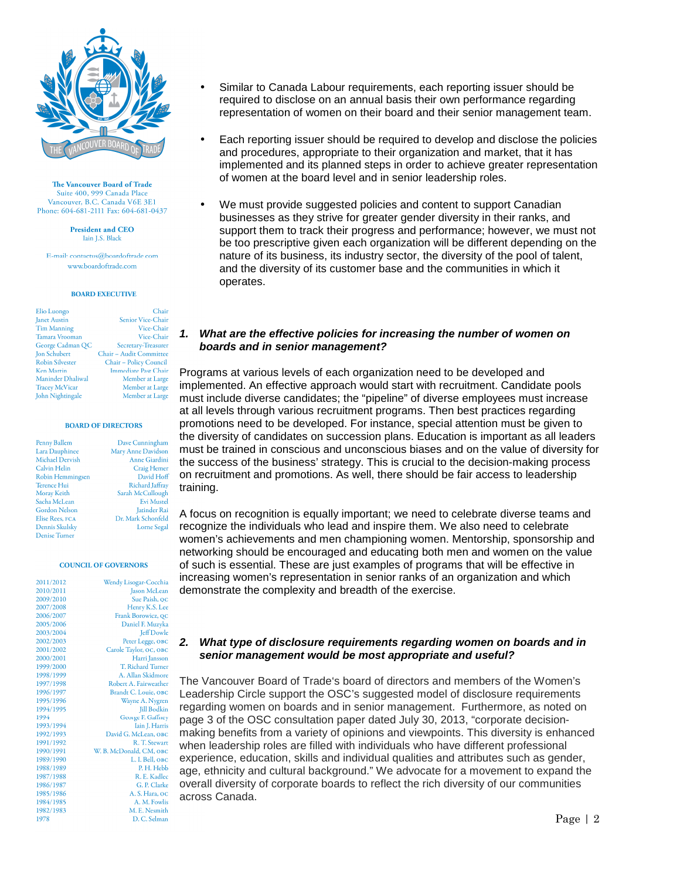The Vancouver Board of Trade
Suite 400, 999 Canada Place
Vancouver, B.C. Canada V6E 3E1
Phone: 604-681-2111 Fax: 604-681-0437

**President and CEO**
Iain J.S. Black

E-mail: contactus@boardoftrade.com
www.boardoftrade.com

**BOARD EXECUTIVE**

| | |
|---|---|
| Elio Luongo | Chair |
| Janet Austin | Senior Vice-Chair |
| Tim Manning | Vice-Chair |
| Tamara Vrooman | Vice-Chair |
| George Cadman QC | Secretary-Treasurer |
| Jon Schubert | Chair – Audit Committee |
| Robin Silvester | Chair – Policy Council |
| Ken Martin | Immediate Past Chair |
| Maninder Dhaliwal | Member at Large |
| Tracey McVicar | Member at Large |
| John Nightingale | Member at Large |

**BOARD OF DIRECTORS**

| | |
|---|---|
| Penny Ballem | Dave Cunningham |
| Lara Dauphinee | Mary Anne Davidson |
| Michael Dervish | Anne Giardini |
| Calvin Helin | Craig Hemer |
| Robin Hemmingsen | David Hoff |
| Terence Hui | Richard Jaffray |
| Moray Keith | Sarah McCullough |
| Sacha McLean | Evi Mustel |
| Gordon Nelson | Jatinder Rai |
| Elise Rees, FCA | Dr. Mark Schonfeld |
| Dennis Skulsky | Lorne Segal |
| Denise Turner | |

**COUNCIL OF GOVERNORS**

| | |
|---|---|
| 2011/2012 | Wendy Lisogar-Cocchia |
| 2010/2011 | Jason McLean |
| 2009/2010 | Sue Paish, QC |
| 2007/2008 | Henry K.S. Lee |
| 2006/2007 | Frank Borowicz, QC |
| 2005/2006 | Daniel F. Muzyka |
| 2003/2004 | Jeff Dowle |
| 2002/2003 | Peter Legge, OBC |
| 2001/2002 | Carole Taylor, OC, OBC |
| 2000/2001 | Harri Jansson |
| 1999/2000 | T. Richard Turner |
| 1998/1999 | A. Allan Skidmore |
| 1997/1998 | Robert A. Fairweather |
| 1996/1997 | Brandt C. Louie, OBC |
| 1995/1996 | Wayne A. Nygren |
| 1994/1995 | Jill Bodkin |
| 1994 | George F. Gaffney |
| 1993/1994 | Iain J. Harris |
| 1992/1993 | David G. McLean, OBC |
| 1991/1992 | R. T. Stewart |
| 1990/1991 | W. B. McDonald, CM, OBC |
| 1989/1990 | L. I. Bell, OBC |
| 1988/1989 | P. H. Hebb |
| 1987/1988 | R. E. Kadlec |
| 1986/1987 | G. P. Clarke |
| 1985/1986 | A. S. Hara, OC |
| 1984/1985 | A. M. Fowlis |
| 1982/1983 | M. E. Nesmith |
| 1978 | D. C. Selman |

- Similar to Canada Labour requirements, each reporting issuer should be required to disclose on an annual basis their own performance regarding representation of women on their board and their senior management team.

- Each reporting issuer should be required to develop and disclose the policies and procedures, appropriate to their organization and market, that it has implemented and its planned steps in order to achieve greater representation of women at the board level and in senior leadership roles.

- We must provide suggested policies and content to support Canadian businesses as they strive for greater gender diversity in their ranks, and support them to track their progress and performance; however, we must not be too prescriptive given each organization will be different depending on the nature of its business, its industry sector, the diversity of the pool of talent, and the diversity of its customer base and the communities in which it operates.

### *1. What are the effective policies for increasing the number of women on boards and in senior management?*

Programs at various levels of each organization need to be developed and implemented. An effective approach would start with recruitment. Candidate pools must include diverse candidates; the "pipeline" of diverse employees must increase at all levels through various recruitment programs. Then best practices regarding promotions need to be developed. For instance, special attention must be given to the diversity of candidates on succession plans. Education is important as all leaders must be trained in conscious and unconscious biases and on the value of diversity for the success of the business' strategy. This is crucial to the decision-making process on recruitment and promotions. As well, there should be fair access to leadership training.

A focus on recognition is equally important; we need to celebrate diverse teams and recognize the individuals who lead and inspire them. We also need to celebrate women's achievements and men championing women. Mentorship, sponsorship and networking should be encouraged and educating both men and women on the value of such is essential. These are just examples of programs that will be effective in increasing women's representation in senior ranks of an organization and which demonstrate the complexity and breadth of the exercise.

### *2. What type of disclosure requirements regarding women on boards and in senior management would be most appropriate and useful?*

The Vancouver Board of Trade's board of directors and members of the Women's Leadership Circle support the OSC's suggested model of disclosure requirements regarding women on boards and in senior management. Furthermore, as noted on page 3 of the OSC consultation paper dated July 30, 2013, "corporate decision-making benefits from a variety of opinions and viewpoints. This diversity is enhanced when leadership roles are filled with individuals who have different professional experience, education, skills and individual qualities and attributes such as gender, age, ethnicity and cultural background." We advocate for a movement to expand the overall diversity of corporate boards to reflect the rich diversity of our communities across Canada.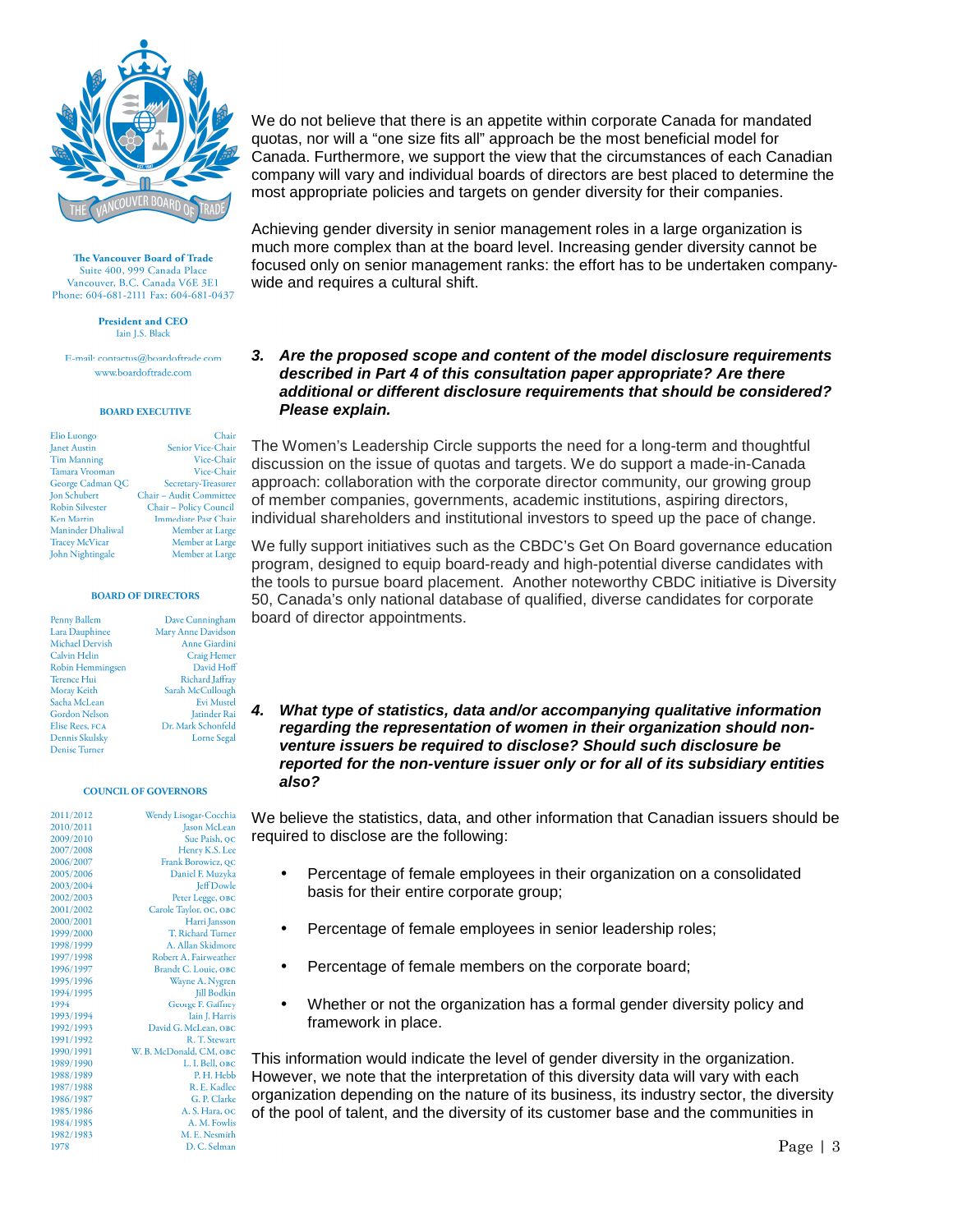**The Vancouver Board of Trade**
Suite 400, 999 Canada Place
Vancouver, B.C. Canada V6E 3E1
Phone: 604-681-2111 Fax: 604-681-0437

**President and CEO**
Iain J.S. Black

E-mail: contactus@boardoftrade.com
www.boardoftrade.com

**BOARD EXECUTIVE**

| | |
|---|---|
| Elio Luongo | Chair |
| Janet Austin | Senior Vice-Chair |
| Tim Manning | Vice-Chair |
| Tamara Vrooman | Vice-Chair |
| George Cadman QC | Secretary-Treasurer |
| Jon Schubert | Chair – Audit Committee |
| Robin Silvester | Chair – Policy Council |
| Ken Martin | Immediate Past Chair |
| Maninder Dhaliwal | Member at Large |
| Tracey McVicar | Member at Large |
| John Nightingale | Member at Large |

**BOARD OF DIRECTORS**

| | |
|---|---|
| Penny Ballem | Dave Cunningham |
| Lara Dauphinee | Mary Anne Davidson |
| Michael Dervish | Anne Giardini |
| Calvin Helin | Craig Hemer |
| Robin Hemmingsen | David Hoff |
| Terence Hui | Richard Jaffray |
| Moray Keith | Sarah McCullough |
| Sacha McLean | Evi Mustel |
| Gordon Nelson | Jatinder Rai |
| Elise Rees, FCA | Dr. Mark Schonfeld |
| Dennis Skulsky | Lorne Segal |
| Denise Turner | |

**COUNCIL OF GOVERNORS**

| | |
|---|---|
| 2011/2012 | Wendy Lisogar-Cocchia |
| 2010/2011 | Jason McLean |
| 2009/2010 | Sue Paish, QC |
| 2007/2008 | Henry K.S. Lee |
| 2006/2007 | Frank Borowicz, QC |
| 2005/2006 | Daniel F. Muzyka |
| 2003/2004 | Jeff Dowle |
| 2002/2003 | Peter Legge, OBC |
| 2001/2002 | Carole Taylor, OC, OBC |
| 2000/2001 | Harri Jansson |
| 1999/2000 | T. Richard Turner |
| 1998/1999 | A. Allan Skidmore |
| 1997/1998 | Robert A. Fairweather |
| 1996/1997 | Brandt C. Louie, OBC |
| 1995/1996 | Wayne A. Nygren |
| 1994/1995 | Jill Bodkin |
| 1994 | George F. Gaffney |
| 1993/1994 | Iain J. Harris |
| 1992/1993 | David G. McLean, OBC |
| 1991/1992 | R. T. Stewart |
| 1990/1991 | W. B. McDonald, CM, OBC |
| 1989/1990 | L. I. Bell, OBC |
| 1988/1989 | P. H. Hebb |
| 1987/1988 | R. E. Kadlec |
| 1986/1987 | G. P. Clarke |
| 1985/1986 | A. S. Hara, OC |
| 1984/1985 | A. M. Fowlis |
| 1982/1983 | M. E. Nesmith |
| 1978 | D. C. Selman |

We do not believe that there is an appetite within corporate Canada for mandated quotas, nor will a "one size fits all" approach be the most beneficial model for Canada. Furthermore, we support the view that the circumstances of each Canadian company will vary and individual boards of directors are best placed to determine the most appropriate policies and targets on gender diversity for their companies.

Achieving gender diversity in senior management roles in a large organization is much more complex than at the board level. Increasing gender diversity cannot be focused only on senior management ranks: the effort has to be undertaken company-wide and requires a cultural shift.

### 3. *Are the proposed scope and content of the model disclosure requirements described in Part 4 of this consultation paper appropriate? Are there additional or different disclosure requirements that should be considered? Please explain.*

The Women's Leadership Circle supports the need for a long-term and thoughtful discussion on the issue of quotas and targets. We do support a made-in-Canada approach: collaboration with the corporate director community, our growing group of member companies, governments, academic institutions, aspiring directors, individual shareholders and institutional investors to speed up the pace of change.

We fully support initiatives such as the CBDC's Get On Board governance education program, designed to equip board-ready and high-potential diverse candidates with the tools to pursue board placement. Another noteworthy CBDC initiative is Diversity 50, Canada's only national database of qualified, diverse candidates for corporate board of director appointments.

### 4. *What type of statistics, data and/or accompanying qualitative information regarding the representation of women in their organization should non-venture issuers be required to disclose? Should such disclosure be reported for the non-venture issuer only or for all of its subsidiary entities also?*

We believe the statistics, data, and other information that Canadian issuers should be required to disclose are the following:

- Percentage of female employees in their organization on a consolidated basis for their entire corporate group;
- Percentage of female employees in senior leadership roles;
- Percentage of female members on the corporate board;
- Whether or not the organization has a formal gender diversity policy and framework in place.

This information would indicate the level of gender diversity in the organization. However, we note that the interpretation of this diversity data will vary with each organization depending on the nature of its business, its industry sector, the diversity of the pool of talent, and the diversity of its customer base and the communities in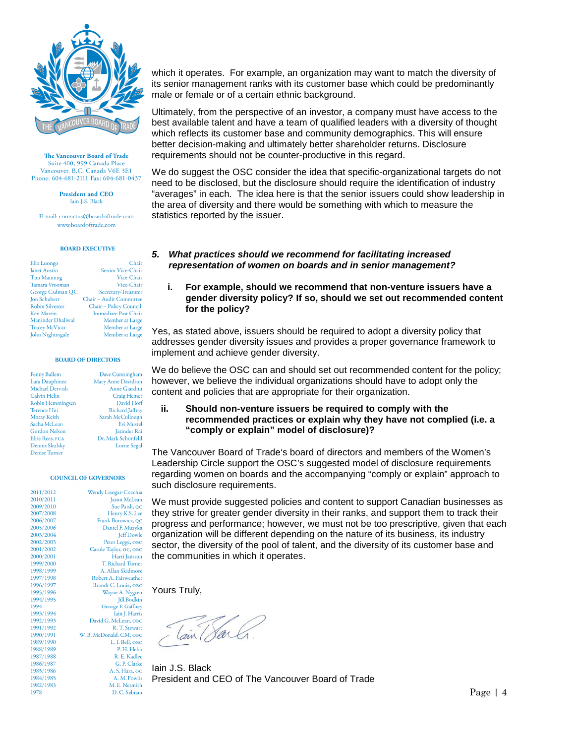The Vancouver Board of Trade
Suite 400, 999 Canada Place
Vancouver, B.C. Canada V6E 3E1
Phone: 604-681-2111 Fax: 604-681-0437

President and CEO
Iain J.S. Black

E-mail: contactus@boardoftrade.com
www.boardoftrade.com

BOARD EXECUTIVE

| | |
|---|---|
| Elio Luongo | Chair |
| Janet Austin | Senior Vice-Chair |
| Tim Manning | Vice-Chair |
| Tamara Vrooman | Vice-Chair |
| George Cadman QC | Secretary-Treasurer |
| Jon Schubert | Chair – Audit Committee |
| Robin Silvester | Chair – Policy Council |
| Ken Martin | Immediate Past Chair |
| Maninder Dhaliwal | Member at Large |
| Tracey McVicar | Member at Large |
| John Nightingale | Member at Large |

BOARD OF DIRECTORS

| | |
|---|---|
| Penny Ballem | Dave Cunningham |
| Lara Dauphinee | Mary Anne Davidson |
| Michael Dervish | Anne Giardini |
| Calvin Helin | Craig Hemer |
| Robin Hemmingsen | David Hoff |
| Terence Hui | Richard Jaffray |
| Moray Keith | Sarah McCullough |
| Sacha McLean | Evi Mustel |
| Gordon Nelson | Jatinder Rai |
| Elise Rees, FCA | Dr. Mark Schonfeld |
| Dennis Skulsky | Lorne Segal |
| Denise Turner | |

COUNCIL OF GOVERNORS

| | |
|---|---|
| 2011/2012 | Wendy Lisogar-Cocchia |
| 2010/2011 | Jason McLean |
| 2009/2010 | Sue Paish, QC |
| 2007/2008 | Henry K.S. Lee |
| 2006/2007 | Frank Borowicz, QC |
| 2005/2006 | Daniel F. Muzyka |
| 2003/2004 | Jeff Dowle |
| 2002/2003 | Peter Legge, OBC |
| 2001/2002 | Carole Taylor, OC, OBC |
| 2000/2001 | Harri Jansson |
| 1999/2000 | T. Richard Turner |
| 1998/1999 | A. Allan Skidmore |
| 1997/1998 | Robert A. Fairweather |
| 1996/1997 | Brandt C. Louie, OBC |
| 1995/1996 | Wayne A. Nygren |
| 1994/1995 | Jill Bodkin |
| 1994 | George F. Gaffney |
| 1993/1994 | Iain J. Harris |
| 1992/1993 | David G. McLean, OBC |
| 1991/1992 | R. T. Stewart |
| 1990/1991 | W. B. McDonald, CM, OBC |
| 1989/1990 | L. I. Bell, OBC |
| 1988/1989 | P. H. Hebb |
| 1987/1988 | R. E. Kadlec |
| 1986/1987 | G. P. Clarke |
| 1985/1986 | A. S. Hara, OC |
| 1984/1985 | A. M. Fowlis |
| 1982/1983 | M. E. Nesmith |
| 1978 | D. C. Selman |

which it operates. For example, an organization may want to match the diversity of its senior management ranks with its customer base which could be predominantly male or female or of a certain ethnic background.

Ultimately, from the perspective of an investor, a company must have access to the best available talent and have a team of qualified leaders with a diversity of thought which reflects its customer base and community demographics. This will ensure better decision-making and ultimately better shareholder returns. Disclosure requirements should not be counter-productive in this regard.

We do suggest the OSC consider the idea that specific-organizational targets do not need to be disclosed, but the disclosure should require the identification of industry "averages" in each. The idea here is that the senior issuers could show leadership in the area of diversity and there would be something with which to measure the statistics reported by the issuer.

***5. What practices should we recommend for facilitating increased representation of women on boards and in senior management?***

**i. For example, should we recommend that non-venture issuers have a gender diversity policy? If so, should we set out recommended content for the policy?**

Yes, as stated above, issuers should be required to adopt a diversity policy that addresses gender diversity issues and provides a proper governance framework to implement and achieve gender diversity.

We do believe the OSC can and should set out recommended content for the policy; however, we believe the individual organizations should have to adopt only the content and policies that are appropriate for their organization.

**ii. Should non-venture issuers be required to comply with the recommended practices or explain why they have not complied (i.e. a "comply or explain" model of disclosure)?**

The Vancouver Board of Trade's board of directors and members of the Women's Leadership Circle support the OSC's suggested model of disclosure requirements regarding women on boards and the accompanying "comply or explain" approach to such disclosure requirements.

We must provide suggested policies and content to support Canadian businesses as they strive for greater gender diversity in their ranks, and support them to track their progress and performance; however, we must not be too prescriptive, given that each organization will be different depending on the nature of its business, its industry sector, the diversity of the pool of talent, and the diversity of its customer base and the communities in which it operates.

Yours Truly,

Iain J.S. Black
President and CEO of The Vancouver Board of Trade